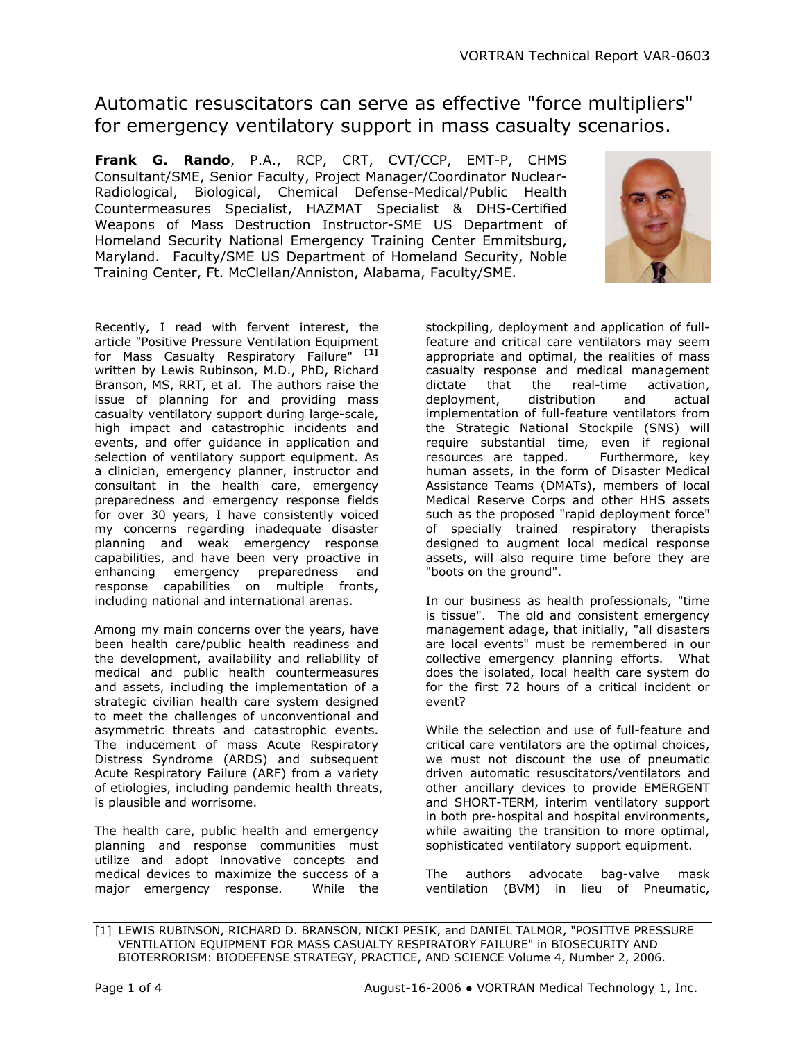# Automatic resuscitators can serve as effective "force multipliers" for emergency ventilatory support in mass casualty scenarios.

**Frank G. Rando**, P.A., RCP, CRT, CVT/CCP, EMT-P, CHMS Consultant/SME, Senior Faculty, Project Manager/Coordinator Nuclear-Radiological, Biological, Chemical Defense-Medical/Public Health Countermeasures Specialist, HAZMAT Specialist & DHS-Certified Weapons of Mass Destruction Instructor-SME US Department of Homeland Security National Emergency Training Center Emmitsburg, Maryland. Faculty/SME US Department of Homeland Security, Noble Training Center, Ft. McClellan/Anniston, Alabama, Faculty/SME.

Recently, I read with fervent interest, the article "Positive Pressure Ventilation Equipment for Mass Casualty Respiratory Failure" [1] written by Lewis Rubinson, M.D., PhD, Richard Branson, MS, RRT, et al. The authors raise the issue of planning for and providing mass casualty ventilatory support during large-scale, high impact and catastrophic incidents and events, and offer guidance in application and selection of ventilatory support equipment. As a clinician, emergency planner, instructor and consultant in the health care, emergency preparedness and emergency response fields for over 30 years, I have consistently voiced my concerns regarding inadequate disaster planning and weak emergency response capabilities, and have been very proactive in enhancing emergency preparedness and response capabilities on multiple fronts, including national and international arenas.

Among my main concerns over the years, have been health care/public health readiness and the development, availability and reliability of medical and public health countermeasures and assets, including the implementation of a strategic civilian health care system designed to meet the challenges of unconventional and asymmetric threats and catastrophic events. The inducement of mass Acute Respiratory Distress Syndrome (ARDS) and subsequent Acute Respiratory Failure (ARF) from a variety of etiologies, including pandemic health threats, is plausible and worrisome.

The health care, public health and emergency planning and response communities must utilize and adopt innovative concepts and medical devices to maximize the success of a major emergency response. While the stockpiling, deployment and application of full-feature and critical care ventilators may seem appropriate and optimal, the realities of mass casualty response and medical management dictate that the real-time activation, deployment, distribution and actual implementation of full-feature ventilators from the Strategic National Stockpile (SNS) will require substantial time, even if regional resources are tapped. Furthermore, key human assets, in the form of Disaster Medical Assistance Teams (DMATs), members of local Medical Reserve Corps and other HHS assets such as the proposed "rapid deployment force" of specially trained respiratory therapists designed to augment local medical response assets, will also require time before they are "boots on the ground".

In our business as health professionals, "time is tissue". The old and consistent emergency management adage, that initially, "all disasters are local events" must be remembered in our collective emergency planning efforts. What does the isolated, local health care system do for the first 72 hours of a critical incident or event?

While the selection and use of full-feature and critical care ventilators are the optimal choices, we must not discount the use of pneumatic driven automatic resuscitators/ventilators and other ancillary devices to provide EMERGENT and SHORT-TERM, interim ventilatory support in both pre-hospital and hospital environments, while awaiting the transition to more optimal, sophisticated ventilatory support equipment.

The authors advocate bag-valve mask ventilation (BVM) in lieu of Pneumatic,

[1] LEWIS RUBINSON, RICHARD D. BRANSON, NICKI PESIK, and DANIEL TALMOR, "POSITIVE PRESSURE VENTILATION EQUIPMENT FOR MASS CASUALTY RESPIRATORY FAILURE" in BIOSECURITY AND BIOTERRORISM: BIODEFENSE STRATEGY, PRACTICE, AND SCIENCE Volume 4, Number 2, 2006.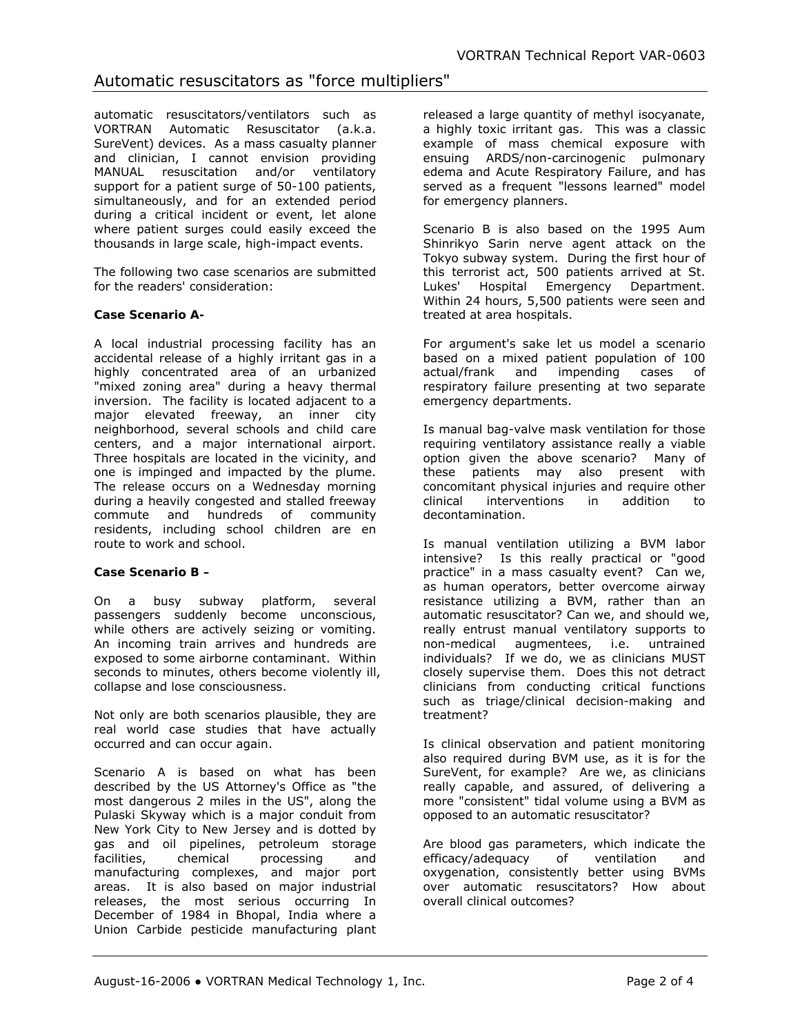automatic resuscitators/ventilators such as VORTRAN Automatic Resuscitator (a.k.a. SureVent) devices. As a mass casualty planner and clinician, I cannot envision providing MANUAL resuscitation and/or ventilatory support for a patient surge of 50-100 patients, simultaneously, and for an extended period during a critical incident or event, let alone where patient surges could easily exceed the thousands in large scale, high-impact events.

The following two case scenarios are submitted for the readers' consideration:

**Case Scenario A-**

A local industrial processing facility has an accidental release of a highly irritant gas in a highly concentrated area of an urbanized "mixed zoning area" during a heavy thermal inversion. The facility is located adjacent to a major elevated freeway, an inner city neighborhood, several schools and child care centers, and a major international airport. Three hospitals are located in the vicinity, and one is impinged and impacted by the plume. The release occurs on a Wednesday morning during a heavily congested and stalled freeway commute and hundreds of community residents, including school children are en route to work and school.

**Case Scenario B –**

On a busy subway platform, several passengers suddenly become unconscious, while others are actively seizing or vomiting. An incoming train arrives and hundreds are exposed to some airborne contaminant. Within seconds to minutes, others become violently ill, collapse and lose consciousness.

Not only are both scenarios plausible, they are real world case studies that have actually occurred and can occur again.

Scenario A is based on what has been described by the US Attorney's Office as "the most dangerous 2 miles in the US", along the Pulaski Skyway which is a major conduit from New York City to New Jersey and is dotted by gas and oil pipelines, petroleum storage facilities, chemical processing and manufacturing complexes, and major port areas. It is also based on major industrial releases, the most serious occurring In December of 1984 in Bhopal, India where a Union Carbide pesticide manufacturing plant released a large quantity of methyl isocyanate, a highly toxic irritant gas. This was a classic example of mass chemical exposure with ensuing ARDS/non-carcinogenic pulmonary edema and Acute Respiratory Failure, and has served as a frequent "lessons learned" model for emergency planners.

Scenario B is also based on the 1995 Aum Shinrikyo Sarin nerve agent attack on the Tokyo subway system. During the first hour of this terrorist act, 500 patients arrived at St. Lukes' Hospital Emergency Department. Within 24 hours, 5,500 patients were seen and treated at area hospitals.

For argument's sake let us model a scenario based on a mixed patient population of 100 actual/frank and impending cases of respiratory failure presenting at two separate emergency departments.

Is manual bag-valve mask ventilation for those requiring ventilatory assistance really a viable option given the above scenario? Many of these patients may also present with concomitant physical injuries and require other clinical interventions in addition to decontamination.

Is manual ventilation utilizing a BVM labor intensive? Is this really practical or "good practice" in a mass casualty event? Can we, as human operators, better overcome airway resistance utilizing a BVM, rather than an automatic resuscitator? Can we, and should we, really entrust manual ventilatory supports to non-medical augmentees, i.e. untrained individuals? If we do, we as clinicians MUST closely supervise them. Does this not detract clinicians from conducting critical functions such as triage/clinical decision-making and treatment?

Is clinical observation and patient monitoring also required during BVM use, as it is for the SureVent, for example? Are we, as clinicians really capable, and assured, of delivering a more "consistent" tidal volume using a BVM as opposed to an automatic resuscitator?

Are blood gas parameters, which indicate the efficacy/adequacy of ventilation and oxygenation, consistently better using BVMs over automatic resuscitators? How about overall clinical outcomes?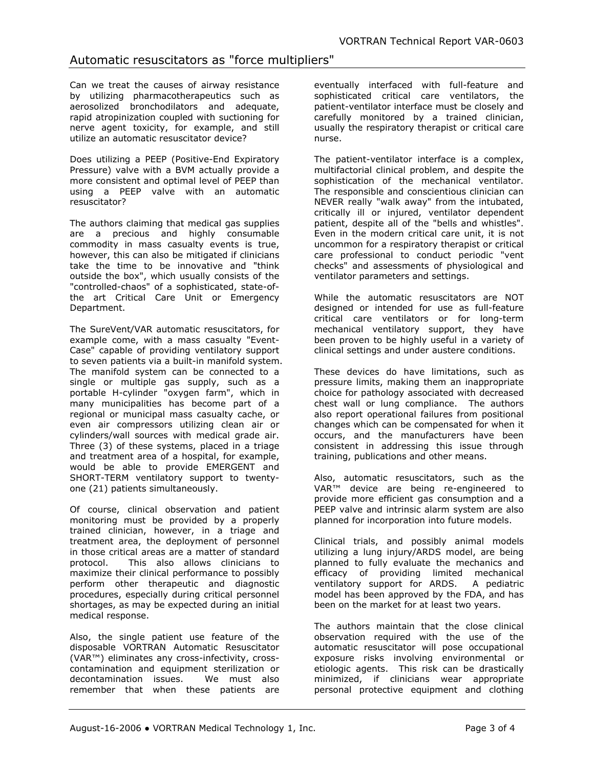# Automatic resuscitators as "force multipliers"

Can we treat the causes of airway resistance by utilizing pharmacotherapeutics such as aerosolized bronchodilators and adequate, rapid atropinization coupled with suctioning for nerve agent toxicity, for example, and still utilize an automatic resuscitator device?

Does utilizing a PEEP (Positive-End Expiratory Pressure) valve with a BVM actually provide a more consistent and optimal level of PEEP than using a PEEP valve with an automatic resuscitator?

The authors claiming that medical gas supplies are a precious and highly consumable commodity in mass casualty events is true, however, this can also be mitigated if clinicians take the time to be innovative and "think outside the box", which usually consists of the "controlled-chaos" of a sophisticated, state-of-the art Critical Care Unit or Emergency Department.

The SureVent/VAR automatic resuscitators, for example come, with a mass casualty "Event-Case" capable of providing ventilatory support to seven patients via a built-in manifold system. The manifold system can be connected to a single or multiple gas supply, such as a portable H-cylinder "oxygen farm", which in many municipalities has become part of a regional or municipal mass casualty cache, or even air compressors utilizing clean air or cylinders/wall sources with medical grade air. Three (3) of these systems, placed in a triage and treatment area of a hospital, for example, would be able to provide EMERGENT and SHORT-TERM ventilatory support to twenty-one (21) patients simultaneously.

Of course, clinical observation and patient monitoring must be provided by a properly trained clinician, however, in a triage and treatment area, the deployment of personnel in those critical areas are a matter of standard protocol. This also allows clinicians to maximize their clinical performance to possibly perform other therapeutic and diagnostic procedures, especially during critical personnel shortages, as may be expected during an initial medical response.

Also, the single patient use feature of the disposable VORTRAN Automatic Resuscitator (VAR™) eliminates any cross-infectivity, cross-contamination and equipment sterilization or decontamination issues. We must also remember that when these patients are eventually interfaced with full-feature and sophisticated critical care ventilators, the patient-ventilator interface must be closely and carefully monitored by a trained clinician, usually the respiratory therapist or critical care nurse.

The patient-ventilator interface is a complex, multifactorial clinical problem, and despite the sophistication of the mechanical ventilator. The responsible and conscientious clinician can NEVER really "walk away" from the intubated, critically ill or injured, ventilator dependent patient, despite all of the "bells and whistles". Even in the modern critical care unit, it is not uncommon for a respiratory therapist or critical care professional to conduct periodic "vent checks" and assessments of physiological and ventilator parameters and settings.

While the automatic resuscitators are NOT designed or intended for use as full-feature critical care ventilators or for long-term mechanical ventilatory support, they have been proven to be highly useful in a variety of clinical settings and under austere conditions.

These devices do have limitations, such as pressure limits, making them an inappropriate choice for pathology associated with decreased chest wall or lung compliance. The authors also report operational failures from positional changes which can be compensated for when it occurs, and the manufacturers have been consistent in addressing this issue through training, publications and other means.

Also, automatic resuscitators, such as the VAR™ device are being re-engineered to provide more efficient gas consumption and a PEEP valve and intrinsic alarm system are also planned for incorporation into future models.

Clinical trials, and possibly animal models utilizing a lung injury/ARDS model, are being planned to fully evaluate the mechanics and efficacy of providing limited mechanical ventilatory support for ARDS. A pediatric model has been approved by the FDA, and has been on the market for at least two years.

The authors maintain that the close clinical observation required with the use of the automatic resuscitator will pose occupational exposure risks involving environmental or etiologic agents. This risk can be drastically minimized, if clinicians wear appropriate personal protective equipment and clothing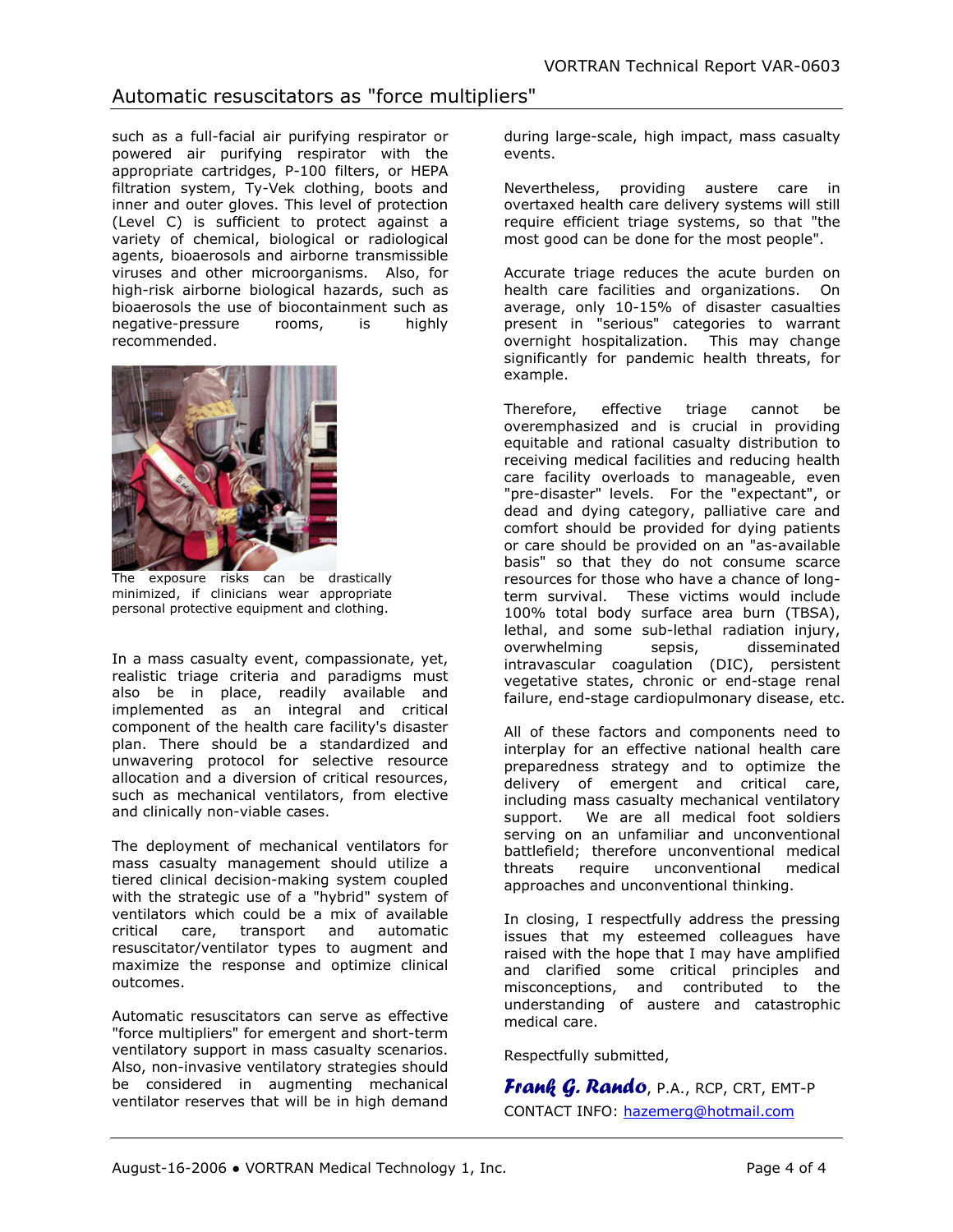such as a full-facial air purifying respirator or powered air purifying respirator with the appropriate cartridges, P-100 filters, or HEPA filtration system, Ty-Vek clothing, boots and inner and outer gloves. This level of protection (Level C) is sufficient to protect against a variety of chemical, biological or radiological agents, bioaerosols and airborne transmissible viruses and other microorganisms. Also, for high-risk airborne biological hazards, such as bioaerosols the use of biocontainment such as negative-pressure rooms, is highly recommended.

The exposure risks can be drastically minimized, if clinicians wear appropriate personal protective equipment and clothing.

In a mass casualty event, compassionate, yet, realistic triage criteria and paradigms must also be in place, readily available and implemented as an integral and critical component of the health care facility's disaster plan. There should be a standardized and unwavering protocol for selective resource allocation and a diversion of critical resources, such as mechanical ventilators, from elective and clinically non-viable cases.

The deployment of mechanical ventilators for mass casualty management should utilize a tiered clinical decision-making system coupled with the strategic use of a "hybrid" system of ventilators which could be a mix of available critical care, transport and automatic resuscitator/ventilator types to augment and maximize the response and optimize clinical outcomes.

Automatic resuscitators can serve as effective "force multipliers" for emergent and short-term ventilatory support in mass casualty scenarios. Also, non-invasive ventilatory strategies should be considered in augmenting mechanical ventilator reserves that will be in high demand during large-scale, high impact, mass casualty events.

Nevertheless, providing austere care in overtaxed health care delivery systems will still require efficient triage systems, so that "the most good can be done for the most people".

Accurate triage reduces the acute burden on health care facilities and organizations. On average, only 10-15% of disaster casualties present in "serious" categories to warrant overnight hospitalization. This may change significantly for pandemic health threats, for example.

Therefore, effective triage cannot be overemphasized and is crucial in providing equitable and rational casualty distribution to receiving medical facilities and reducing health care facility overloads to manageable, even "pre-disaster" levels. For the "expectant", or dead and dying category, palliative care and comfort should be provided for dying patients or care should be provided on an "as-available basis" so that they do not consume scarce resources for those who have a chance of long-term survival. These victims would include 100% total body surface area burn (TBSA), lethal, and some sub-lethal radiation injury, overwhelming sepsis, disseminated intravascular coagulation (DIC), persistent vegetative states, chronic or end-stage renal failure, end-stage cardiopulmonary disease, etc.

All of these factors and components need to interplay for an effective national health care preparedness strategy and to optimize the delivery of emergent and critical care, including mass casualty mechanical ventilatory support. We are all medical foot soldiers serving on an unfamiliar and unconventional battlefield; therefore unconventional medical threats require unconventional medical approaches and unconventional thinking.

In closing, I respectfully address the pressing issues that my esteemed colleagues have raised with the hope that I may have amplified and clarified some critical principles and misconceptions, and contributed to the understanding of austere and catastrophic medical care.

Respectfully submitted,

***Frank G. Rando***, P.A., RCP, CRT, EMT-P
CONTACT INFO: hazemerg@hotmail.com